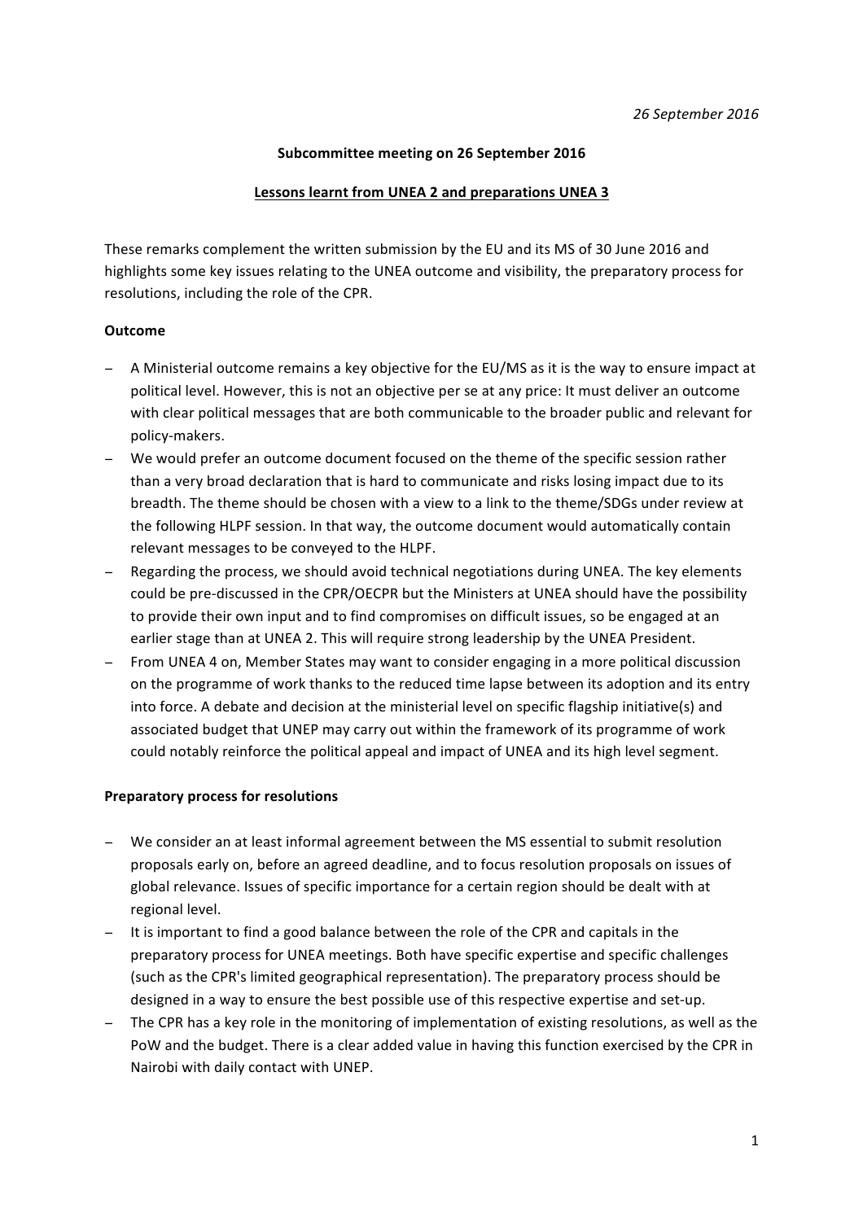*26 September 2016*

**Subcommittee meeting on 26 September 2016**

**Lessons learnt from UNEA 2 and preparations UNEA 3**

These remarks complement the written submission by the EU and its MS of 30 June 2016 and highlights some key issues relating to the UNEA outcome and visibility, the preparatory process for resolutions, including the role of the CPR.

**Outcome**

- A Ministerial outcome remains a key objective for the EU/MS as it is the way to ensure impact at political level. However, this is not an objective per se at any price: It must deliver an outcome with clear political messages that are both communicable to the broader public and relevant for policy-makers.
- We would prefer an outcome document focused on the theme of the specific session rather than a very broad declaration that is hard to communicate and risks losing impact due to its breadth. The theme should be chosen with a view to a link to the theme/SDGs under review at the following HLPF session. In that way, the outcome document would automatically contain relevant messages to be conveyed to the HLPF.
- Regarding the process, we should avoid technical negotiations during UNEA. The key elements could be pre-discussed in the CPR/OECPR but the Ministers at UNEA should have the possibility to provide their own input and to find compromises on difficult issues, so be engaged at an earlier stage than at UNEA 2. This will require strong leadership by the UNEA President.
- From UNEA 4 on, Member States may want to consider engaging in a more political discussion on the programme of work thanks to the reduced time lapse between its adoption and its entry into force. A debate and decision at the ministerial level on specific flagship initiative(s) and associated budget that UNEP may carry out within the framework of its programme of work could notably reinforce the political appeal and impact of UNEA and its high level segment.

**Preparatory process for resolutions**

- We consider an at least informal agreement between the MS essential to submit resolution proposals early on, before an agreed deadline, and to focus resolution proposals on issues of global relevance. Issues of specific importance for a certain region should be dealt with at regional level.
- It is important to find a good balance between the role of the CPR and capitals in the preparatory process for UNEA meetings. Both have specific expertise and specific challenges (such as the CPR's limited geographical representation). The preparatory process should be designed in a way to ensure the best possible use of this respective expertise and set-up.
- The CPR has a key role in the monitoring of implementation of existing resolutions, as well as the PoW and the budget. There is a clear added value in having this function exercised by the CPR in Nairobi with daily contact with UNEP.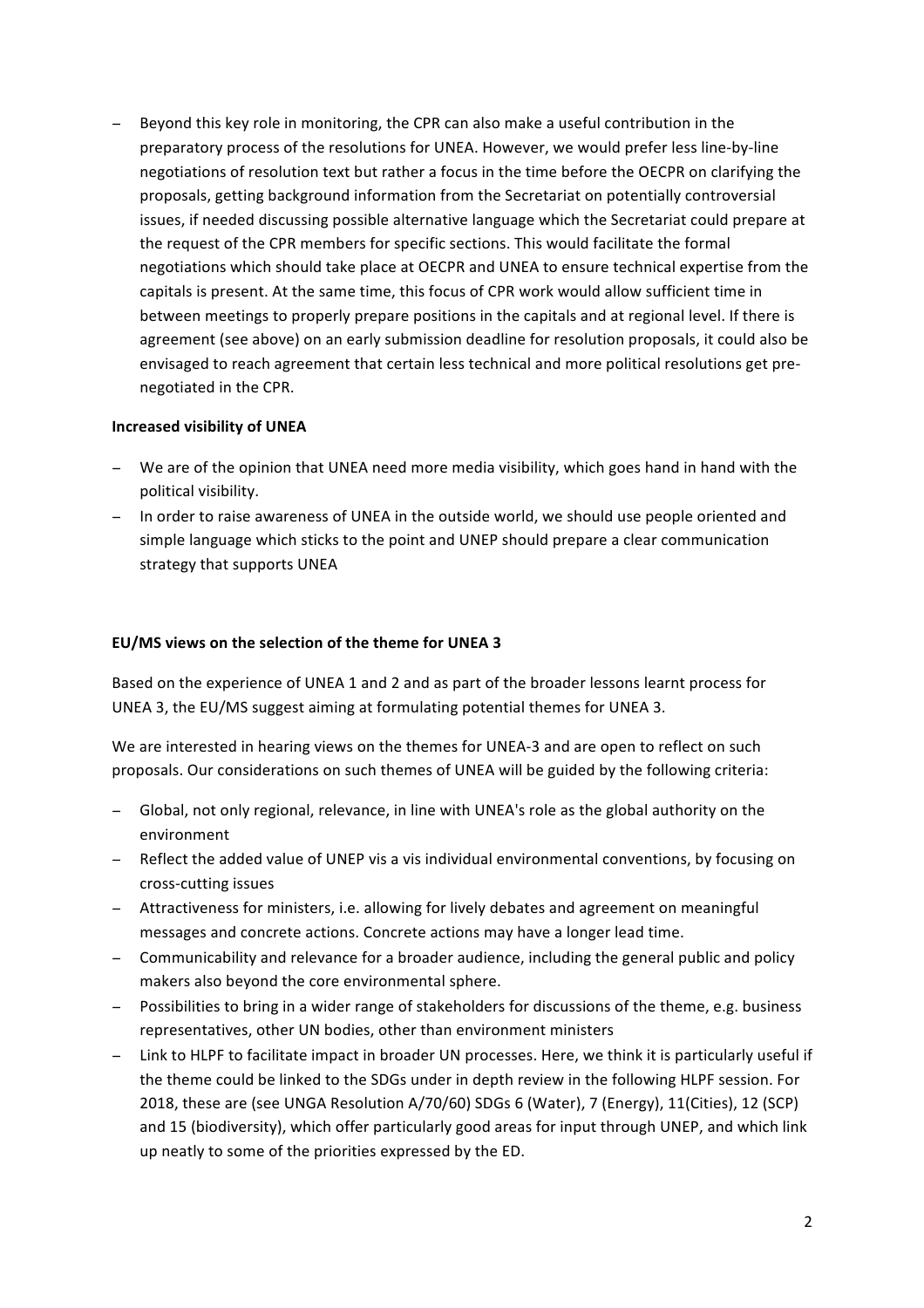- Beyond this key role in monitoring, the CPR can also make a useful contribution in the preparatory process of the resolutions for UNEA. However, we would prefer less line-by-line negotiations of resolution text but rather a focus in the time before the OECPR on clarifying the proposals, getting background information from the Secretariat on potentially controversial issues, if needed discussing possible alternative language which the Secretariat could prepare at the request of the CPR members for specific sections. This would facilitate the formal negotiations which should take place at OECPR and UNEA to ensure technical expertise from the capitals is present. At the same time, this focus of CPR work would allow sufficient time in between meetings to properly prepare positions in the capitals and at regional level. If there is agreement (see above) on an early submission deadline for resolution proposals, it could also be envisaged to reach agreement that certain less technical and more political resolutions get pre-negotiated in the CPR.

**Increased visibility of UNEA**

- We are of the opinion that UNEA need more media visibility, which goes hand in hand with the political visibility.
- In order to raise awareness of UNEA in the outside world, we should use people oriented and simple language which sticks to the point and UNEP should prepare a clear communication strategy that supports UNEA

**EU/MS views on the selection of the theme for UNEA 3**

Based on the experience of UNEA 1 and 2 and as part of the broader lessons learnt process for UNEA 3, the EU/MS suggest aiming at formulating potential themes for UNEA 3.

We are interested in hearing views on the themes for UNEA-3 and are open to reflect on such proposals. Our considerations on such themes of UNEA will be guided by the following criteria:

- Global, not only regional, relevance, in line with UNEA's role as the global authority on the environment
- Reflect the added value of UNEP vis a vis individual environmental conventions, by focusing on cross-cutting issues
- Attractiveness for ministers, i.e. allowing for lively debates and agreement on meaningful messages and concrete actions. Concrete actions may have a longer lead time.
- Communicability and relevance for a broader audience, including the general public and policy makers also beyond the core environmental sphere.
- Possibilities to bring in a wider range of stakeholders for discussions of the theme, e.g. business representatives, other UN bodies, other than environment ministers
- Link to HLPF to facilitate impact in broader UN processes. Here, we think it is particularly useful if the theme could be linked to the SDGs under in depth review in the following HLPF session. For 2018, these are (see UNGA Resolution A/70/60) SDGs 6 (Water), 7 (Energy), 11(Cities), 12 (SCP) and 15 (biodiversity), which offer particularly good areas for input through UNEP, and which link up neatly to some of the priorities expressed by the ED.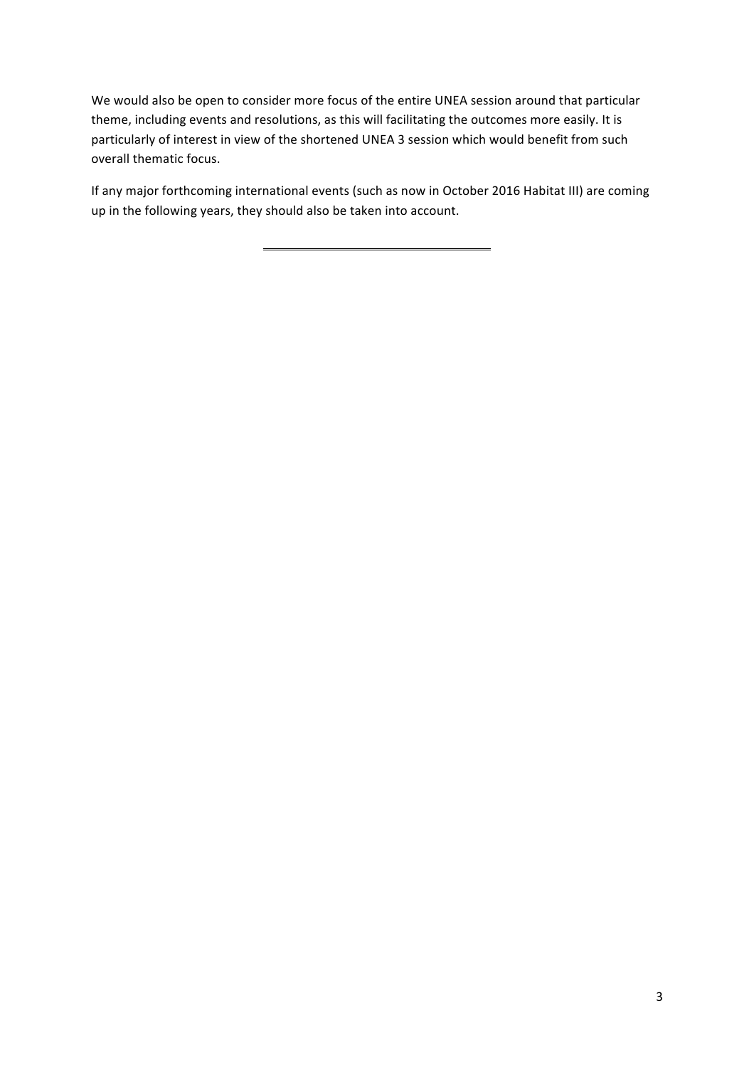We would also be open to consider more focus of the entire UNEA session around that particular theme, including events and resolutions, as this will facilitating the outcomes more easily. It is particularly of interest in view of the shortened UNEA 3 session which would benefit from such overall thematic focus.

If any major forthcoming international events (such as now in October 2016 Habitat III) are coming up in the following years, they should also be taken into account.

---